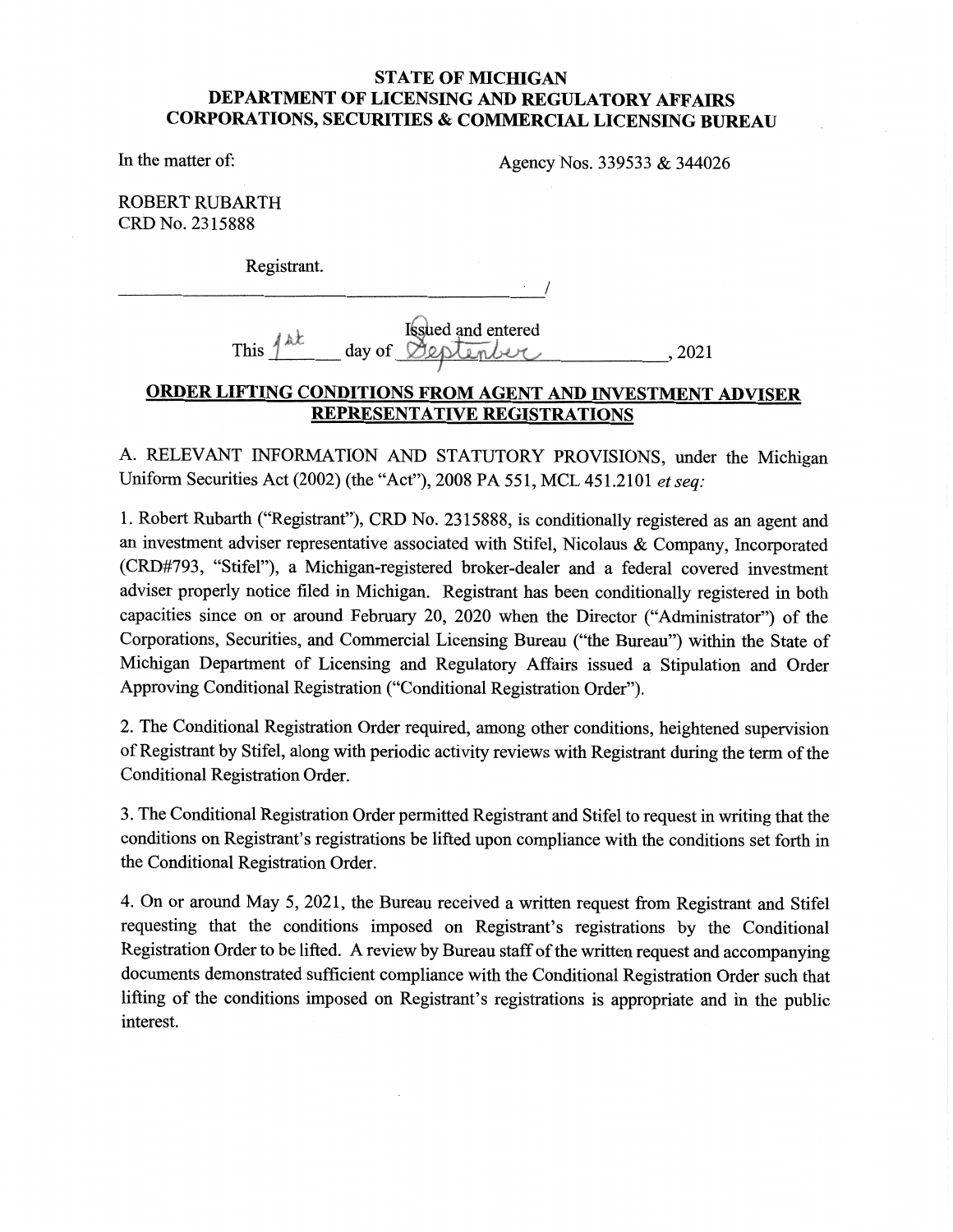**STATE OF MICHIGAN**
**DEPARTMENT OF LICENSING AND REGULATORY AFFAIRS**
**CORPORATIONS, SECURITIES & COMMERCIAL LICENSING BUREAU**

In the matter of:

Agency Nos. 339533 & 344026

ROBERT RUBARTH
CRD No. 2315888

Registrant.

_______________________________________/

Issued and entered
This 1st day of September, 2021

## ORDER LIFTING CONDITIONS FROM AGENT AND INVESTMENT ADVISER REPRESENTATIVE REGISTRATIONS

A. RELEVANT INFORMATION AND STATUTORY PROVISIONS, under the Michigan Uniform Securities Act (2002) (the "Act"), 2008 PA 551, MCL 451.2101 *et seq:*

1. Robert Rubarth ("Registrant"), CRD No. 2315888, is conditionally registered as an agent and an investment adviser representative associated with Stifel, Nicolaus & Company, Incorporated (CRD#793, "Stifel"), a Michigan-registered broker-dealer and a federal covered investment adviser properly notice filed in Michigan. Registrant has been conditionally registered in both capacities since on or around February 20, 2020 when the Director ("Administrator") of the Corporations, Securities, and Commercial Licensing Bureau ("the Bureau") within the State of Michigan Department of Licensing and Regulatory Affairs issued a Stipulation and Order Approving Conditional Registration ("Conditional Registration Order").

2. The Conditional Registration Order required, among other conditions, heightened supervision of Registrant by Stifel, along with periodic activity reviews with Registrant during the term of the Conditional Registration Order.

3. The Conditional Registration Order permitted Registrant and Stifel to request in writing that the conditions on Registrant's registrations be lifted upon compliance with the conditions set forth in the Conditional Registration Order.

4. On or around May 5, 2021, the Bureau received a written request from Registrant and Stifel requesting that the conditions imposed on Registrant's registrations by the Conditional Registration Order to be lifted. A review by Bureau staff of the written request and accompanying documents demonstrated sufficient compliance with the Conditional Registration Order such that lifting of the conditions imposed on Registrant's registrations is appropriate and in the public interest.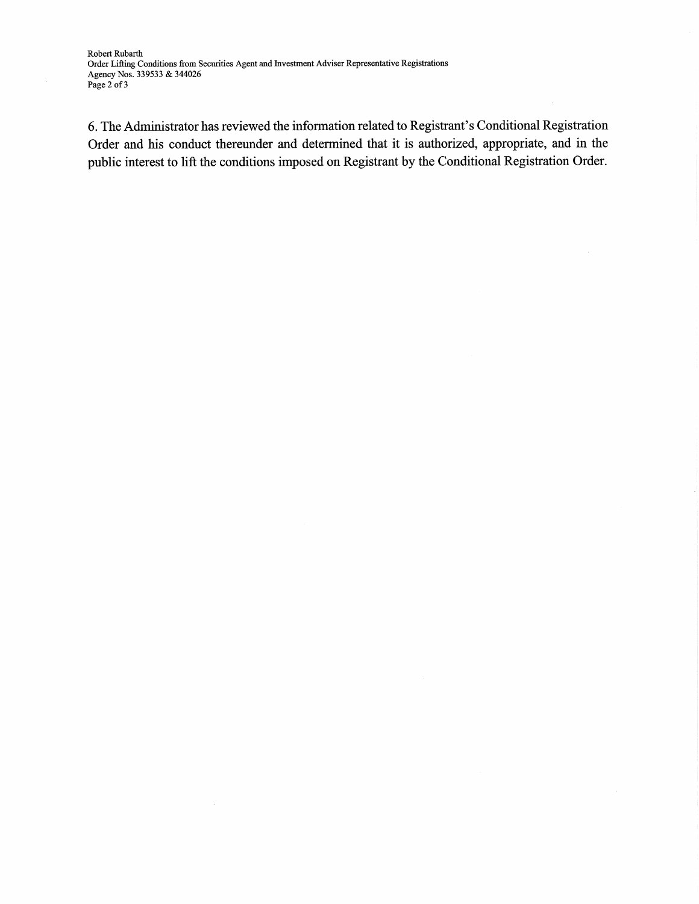6. The Administrator has reviewed the information related to Registrant's Conditional Registration Order and his conduct thereunder and determined that it is authorized, appropriate, and in the public interest to lift the conditions imposed on Registrant by the Conditional Registration Order.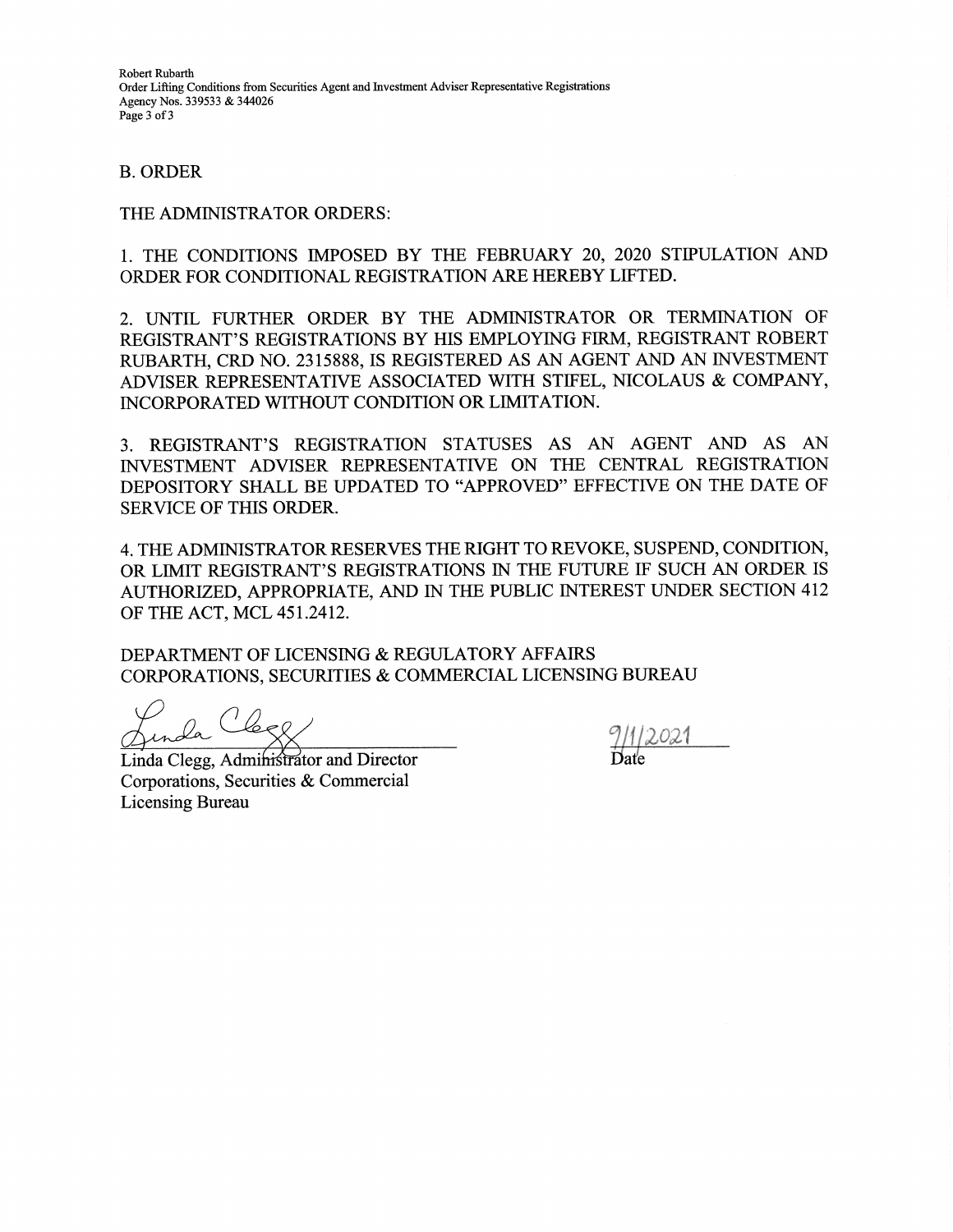## B. ORDER

THE ADMINISTRATOR ORDERS:

1. THE CONDITIONS IMPOSED BY THE FEBRUARY 20, 2020 STIPULATION AND ORDER FOR CONDITIONAL REGISTRATION ARE HEREBY LIFTED.

2. UNTIL FURTHER ORDER BY THE ADMINISTRATOR OR TERMINATION OF REGISTRANT'S REGISTRATIONS BY HIS EMPLOYING FIRM, REGISTRANT ROBERT RUBARTH, CRD NO. 2315888, IS REGISTERED AS AN AGENT AND AN INVESTMENT ADVISER REPRESENTATIVE ASSOCIATED WITH STIFEL, NICOLAUS & COMPANY, INCORPORATED WITHOUT CONDITION OR LIMITATION.

3. REGISTRANT'S REGISTRATION STATUSES AS AN AGENT AND AS AN INVESTMENT ADVISER REPRESENTATIVE ON THE CENTRAL REGISTRATION DEPOSITORY SHALL BE UPDATED TO "APPROVED" EFFECTIVE ON THE DATE OF SERVICE OF THIS ORDER.

4. THE ADMINISTRATOR RESERVES THE RIGHT TO REVOKE, SUSPEND, CONDITION, OR LIMIT REGISTRANT'S REGISTRATIONS IN THE FUTURE IF SUCH AN ORDER IS AUTHORIZED, APPROPRIATE, AND IN THE PUBLIC INTEREST UNDER SECTION 412 OF THE ACT, MCL 451.2412.

DEPARTMENT OF LICENSING & REGULATORY AFFAIRS
CORPORATIONS, SECURITIES & COMMERCIAL LICENSING BUREAU

Linda Clegg, Administrator and Director
Corporations, Securities & Commercial
Licensing Bureau

9/1/2021
Date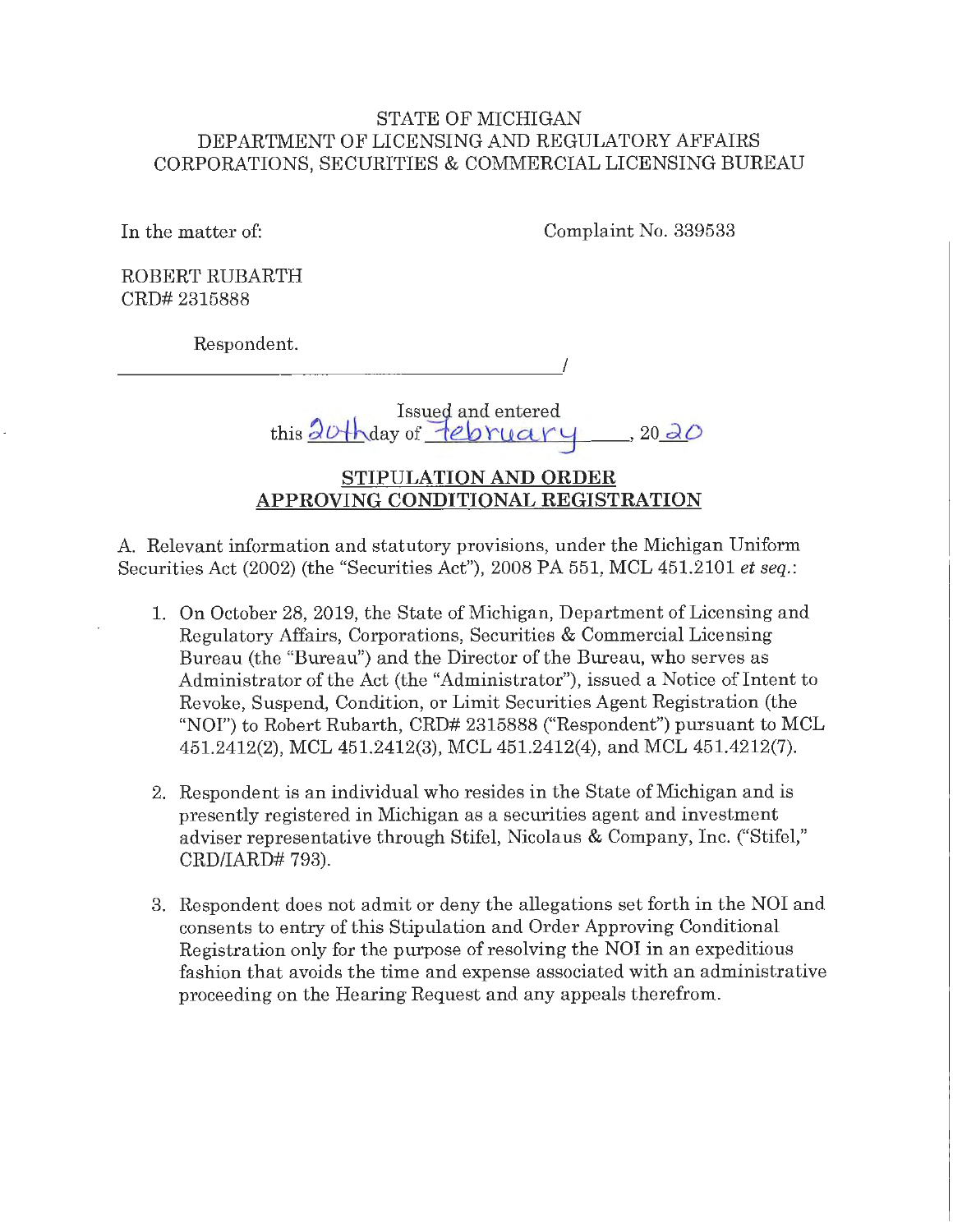STATE OF MICHIGAN
DEPARTMENT OF LICENSING AND REGULATORY AFFAIRS
CORPORATIONS, SECURITIES & COMMERCIAL LICENSING BUREAU

In the matter of: Complaint No. 339533

ROBERT RUBARTH
CRD# 2315888

Respondent.

_______________________________________/

Issued and entered
this 20th day of February, 2020

**STIPULATION AND ORDER**
**APPROVING CONDITIONAL REGISTRATION**

A. Relevant information and statutory provisions, under the Michigan Uniform Securities Act (2002) (the "Securities Act"), 2008 PA 551, MCL 451.2101 *et seq.*:

1. On October 28, 2019, the State of Michigan, Department of Licensing and Regulatory Affairs, Corporations, Securities & Commercial Licensing Bureau (the "Bureau") and the Director of the Bureau, who serves as Administrator of the Act (the "Administrator"), issued a Notice of Intent to Revoke, Suspend, Condition, or Limit Securities Agent Registration (the "NOI") to Robert Rubarth, CRD# 2315888 ("Respondent") pursuant to MCL 451.2412(2), MCL 451.2412(3), MCL 451.2412(4), and MCL 451.4212(7).

2. Respondent is an individual who resides in the State of Michigan and is presently registered in Michigan as a securities agent and investment adviser representative through Stifel, Nicolaus & Company, Inc. ("Stifel," CRD/IARD# 793).

3. Respondent does not admit or deny the allegations set forth in the NOI and consents to entry of this Stipulation and Order Approving Conditional Registration only for the purpose of resolving the NOI in an expeditious fashion that avoids the time and expense associated with an administrative proceeding on the Hearing Request and any appeals therefrom.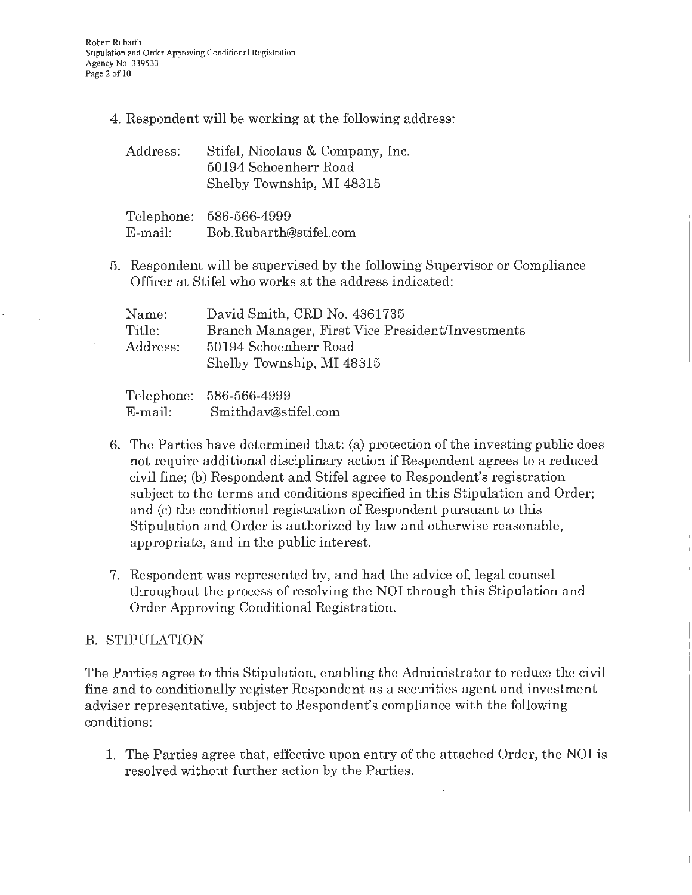4. Respondent will be working at the following address:

   Address: Stifel, Nicolaus & Company, Inc.
   50194 Schoenherr Road
   Shelby Township, MI 48315

   Telephone: 586-566-4999
   E-mail: Bob.Rubarth@stifel.com

5. Respondent will be supervised by the following Supervisor or Compliance Officer at Stifel who works at the address indicated:

   Name: David Smith, CRD No. 4361735
   Title: Branch Manager, First Vice President/Investments
   Address: 50194 Schoenherr Road
   Shelby Township, MI 48315

   Telephone: 586-566-4999
   E-mail: Smithdav@stifel.com

6. The Parties have determined that: (a) protection of the investing public does not require additional disciplinary action if Respondent agrees to a reduced civil fine; (b) Respondent and Stifel agree to Respondent's registration subject to the terms and conditions specified in this Stipulation and Order; and (c) the conditional registration of Respondent pursuant to this Stipulation and Order is authorized by law and otherwise reasonable, appropriate, and in the public interest.

7. Respondent was represented by, and had the advice of, legal counsel throughout the process of resolving the NOI through this Stipulation and Order Approving Conditional Registration.

## B. STIPULATION

The Parties agree to this Stipulation, enabling the Administrator to reduce the civil fine and to conditionally register Respondent as a securities agent and investment adviser representative, subject to Respondent's compliance with the following conditions:

1. The Parties agree that, effective upon entry of the attached Order, the NOI is resolved without further action by the Parties.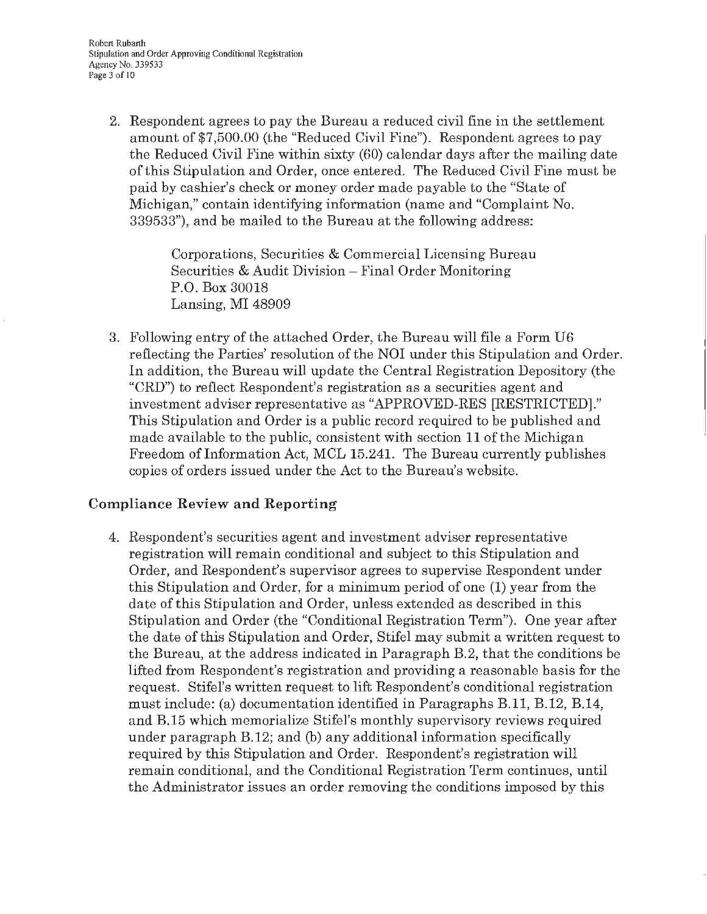2. Respondent agrees to pay the Bureau a reduced civil fine in the settlement amount of $7,500.00 (the "Reduced Civil Fine"). Respondent agrees to pay the Reduced Civil Fine within sixty (60) calendar days after the mailing date of this Stipulation and Order, once entered. The Reduced Civil Fine must be paid by cashier's check or money order made payable to the "State of Michigan," contain identifying information (name and "Complaint No. 339533"), and be mailed to the Bureau at the following address:

   Corporations, Securities & Commercial Licensing Bureau
   Securities & Audit Division – Final Order Monitoring
   P.O. Box 30018
   Lansing, MI 48909

3. Following entry of the attached Order, the Bureau will file a Form U6 reflecting the Parties' resolution of the NOI under this Stipulation and Order. In addition, the Bureau will update the Central Registration Depository (the "CRD") to reflect Respondent's registration as a securities agent and investment adviser representative as "APPROVED-RES [RESTRICTED]." This Stipulation and Order is a public record required to be published and made available to the public, consistent with section 11 of the Michigan Freedom of Information Act, MCL 15.241. The Bureau currently publishes copies of orders issued under the Act to the Bureau's website.

## Compliance Review and Reporting

4. Respondent's securities agent and investment adviser representative registration will remain conditional and subject to this Stipulation and Order, and Respondent's supervisor agrees to supervise Respondent under this Stipulation and Order, for a minimum period of one (1) year from the date of this Stipulation and Order, unless extended as described in this Stipulation and Order (the "Conditional Registration Term"). One year after the date of this Stipulation and Order, Stifel may submit a written request to the Bureau, at the address indicated in Paragraph B.2, that the conditions be lifted from Respondent's registration and providing a reasonable basis for the request. Stifel's written request to lift Respondent's conditional registration must include: (a) documentation identified in Paragraphs B.11, B.12, B.14, and B.15 which memorialize Stifel's monthly supervisory reviews required under paragraph B.12; and (b) any additional information specifically required by this Stipulation and Order. Respondent's registration will remain conditional, and the Conditional Registration Term continues, until the Administrator issues an order removing the conditions imposed by this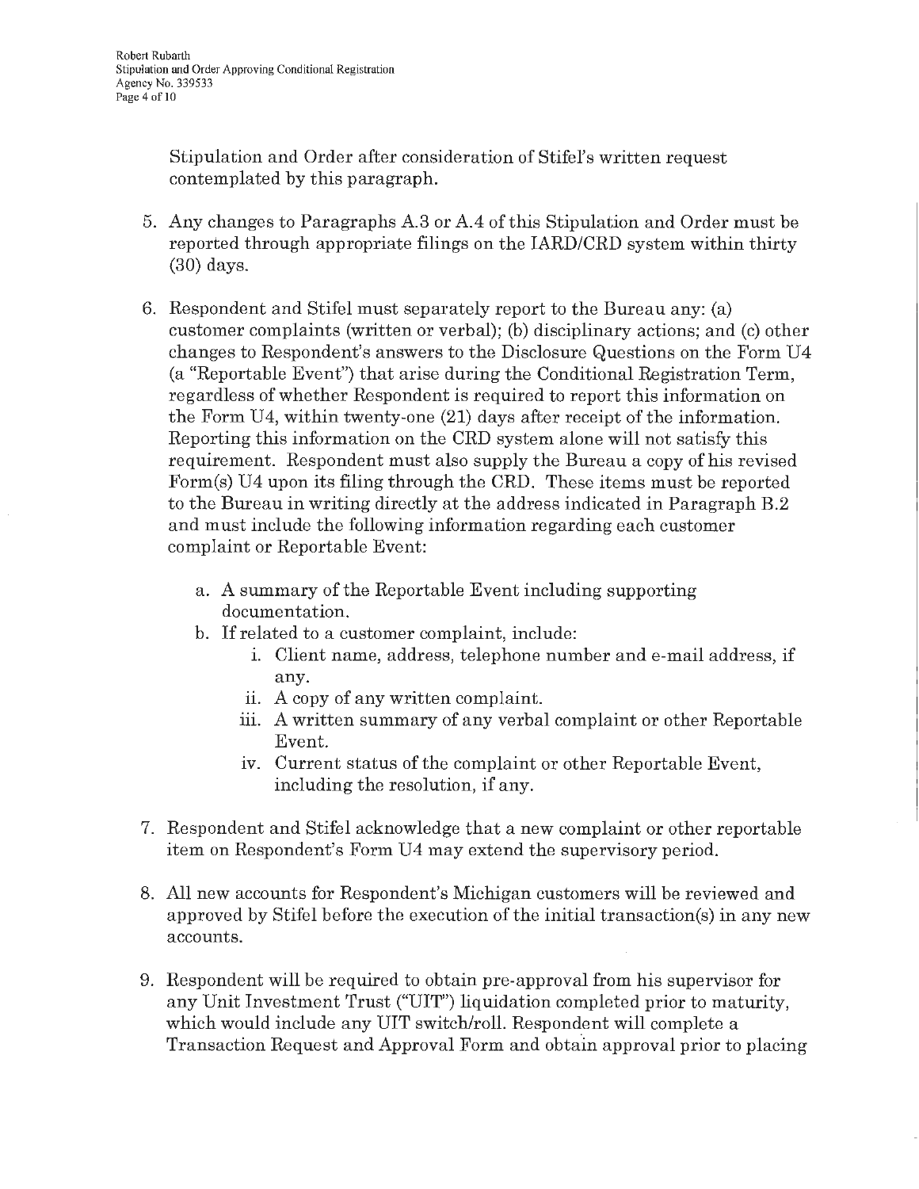Stipulation and Order after consideration of Stifel's written request contemplated by this paragraph.

5. Any changes to Paragraphs A.3 or A.4 of this Stipulation and Order must be reported through appropriate filings on the IARD/CRD system within thirty (30) days.

6. Respondent and Stifel must separately report to the Bureau any: (a) customer complaints (written or verbal); (b) disciplinary actions; and (c) other changes to Respondent's answers to the Disclosure Questions on the Form U4 (a "Reportable Event") that arise during the Conditional Registration Term, regardless of whether Respondent is required to report this information on the Form U4, within twenty-one (21) days after receipt of the information. Reporting this information on the CRD system alone will not satisfy this requirement. Respondent must also supply the Bureau a copy of his revised Form(s) U4 upon its filing through the CRD. These items must be reported to the Bureau in writing directly at the address indicated in Paragraph B.2 and must include the following information regarding each customer complaint or Reportable Event:

    a. A summary of the Reportable Event including supporting documentation.
    b. If related to a customer complaint, include:
        i. Client name, address, telephone number and e-mail address, if any.
        ii. A copy of any written complaint.
        iii. A written summary of any verbal complaint or other Reportable Event.
        iv. Current status of the complaint or other Reportable Event, including the resolution, if any.

7. Respondent and Stifel acknowledge that a new complaint or other reportable item on Respondent's Form U4 may extend the supervisory period.

8. All new accounts for Respondent's Michigan customers will be reviewed and approved by Stifel before the execution of the initial transaction(s) in any new accounts.

9. Respondent will be required to obtain pre-approval from his supervisor for any Unit Investment Trust ("UIT") liquidation completed prior to maturity, which would include any UIT switch/roll. Respondent will complete a Transaction Request and Approval Form and obtain approval prior to placing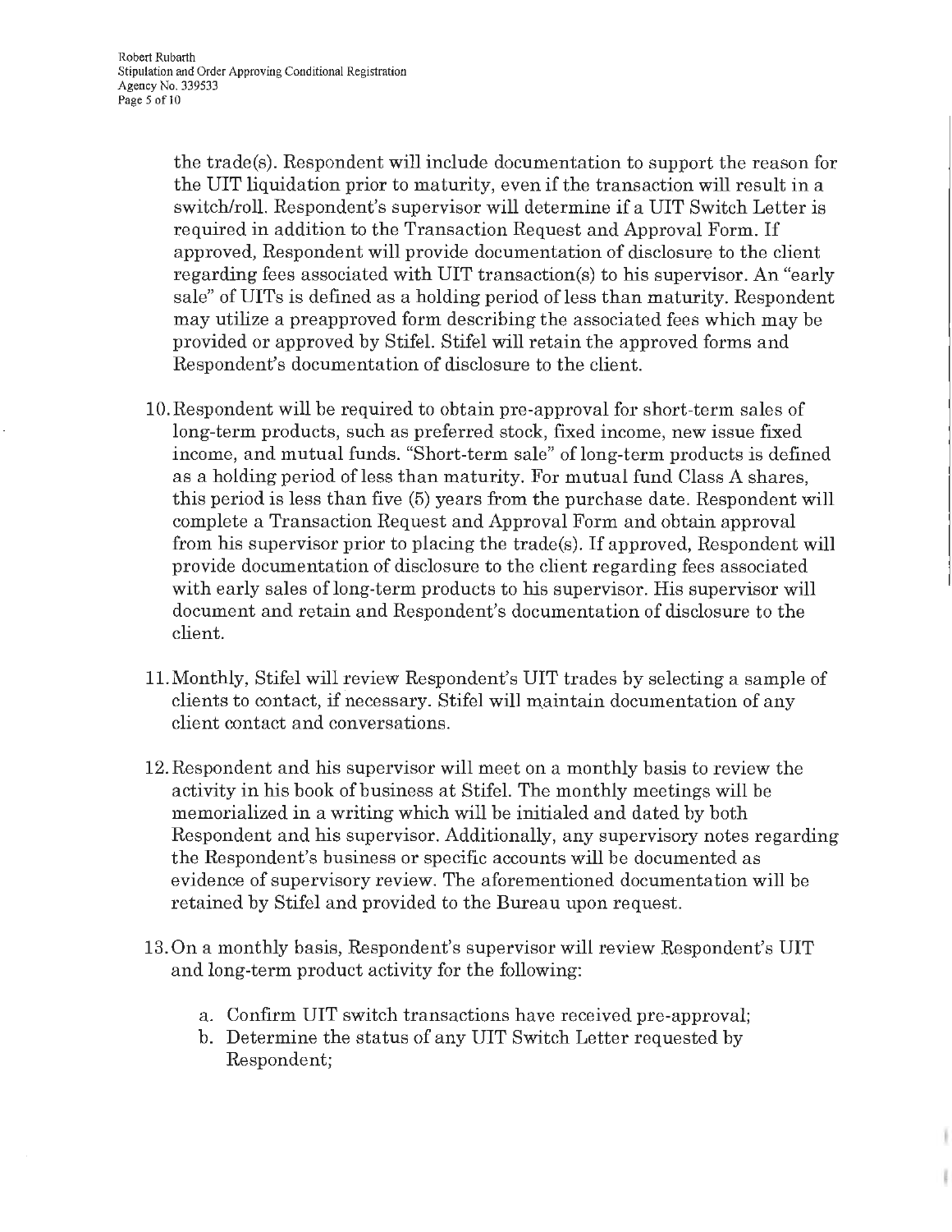the trade(s). Respondent will include documentation to support the reason for the UIT liquidation prior to maturity, even if the transaction will result in a switch/roll. Respondent's supervisor will determine if a UIT Switch Letter is required in addition to the Transaction Request and Approval Form. If approved, Respondent will provide documentation of disclosure to the client regarding fees associated with UIT transaction(s) to his supervisor. An "early sale" of UITs is defined as a holding period of less than maturity. Respondent may utilize a preapproved form describing the associated fees which may be provided or approved by Stifel. Stifel will retain the approved forms and Respondent's documentation of disclosure to the client.

10. Respondent will be required to obtain pre-approval for short-term sales of long-term products, such as preferred stock, fixed income, new issue fixed income, and mutual funds. "Short-term sale" of long-term products is defined as a holding period of less than maturity. For mutual fund Class A shares, this period is less than five (5) years from the purchase date. Respondent will complete a Transaction Request and Approval Form and obtain approval from his supervisor prior to placing the trade(s). If approved, Respondent will provide documentation of disclosure to the client regarding fees associated with early sales of long-term products to his supervisor. His supervisor will document and retain and Respondent's documentation of disclosure to the client.

11. Monthly, Stifel will review Respondent's UIT trades by selecting a sample of clients to contact, if necessary. Stifel will maintain documentation of any client contact and conversations.

12. Respondent and his supervisor will meet on a monthly basis to review the activity in his book of business at Stifel. The monthly meetings will be memorialized in a writing which will be initialed and dated by both Respondent and his supervisor. Additionally, any supervisory notes regarding the Respondent's business or specific accounts will be documented as evidence of supervisory review. The aforementioned documentation will be retained by Stifel and provided to the Bureau upon request.

13. On a monthly basis, Respondent's supervisor will review Respondent's UIT and long-term product activity for the following:

    a. Confirm UIT switch transactions have received pre-approval;
    b. Determine the status of any UIT Switch Letter requested by Respondent;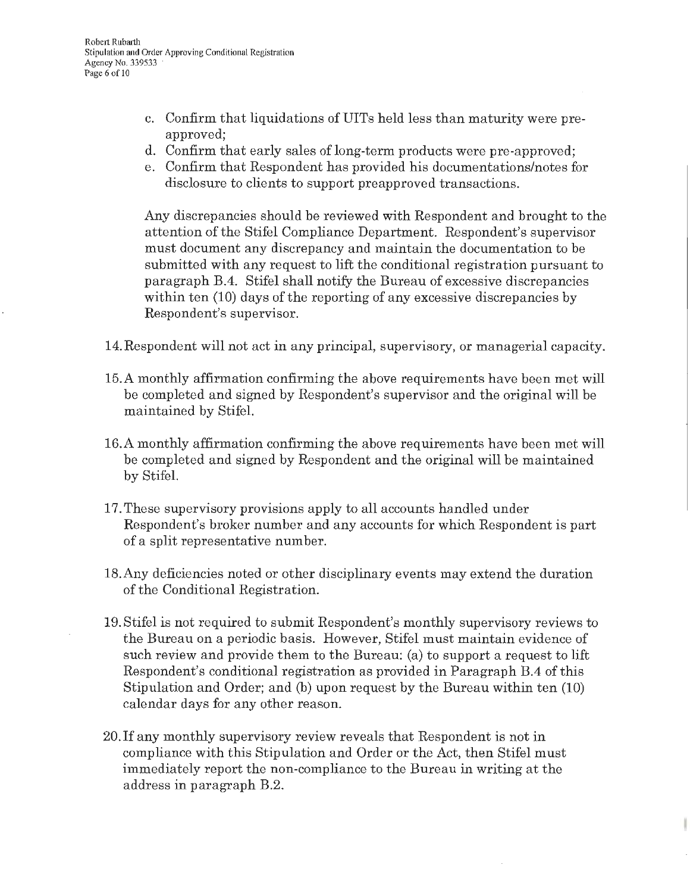c. Confirm that liquidations of UITs held less than maturity were pre-approved;
d. Confirm that early sales of long-term products were pre-approved;
e. Confirm that Respondent has provided his documentations/notes for disclosure to clients to support preapproved transactions.

Any discrepancies should be reviewed with Respondent and brought to the attention of the Stifel Compliance Department. Respondent's supervisor must document any discrepancy and maintain the documentation to be submitted with any request to lift the conditional registration pursuant to paragraph B.4. Stifel shall notify the Bureau of excessive discrepancies within ten (10) days of the reporting of any excessive discrepancies by Respondent's supervisor.

14. Respondent will not act in any principal, supervisory, or managerial capacity.

15. A monthly affirmation confirming the above requirements have been met will be completed and signed by Respondent's supervisor and the original will be maintained by Stifel.

16. A monthly affirmation confirming the above requirements have been met will be completed and signed by Respondent and the original will be maintained by Stifel.

17. These supervisory provisions apply to all accounts handled under Respondent's broker number and any accounts for which Respondent is part of a split representative number.

18. Any deficiencies noted or other disciplinary events may extend the duration of the Conditional Registration.

19. Stifel is not required to submit Respondent's monthly supervisory reviews to the Bureau on a periodic basis. However, Stifel must maintain evidence of such review and provide them to the Bureau: (a) to support a request to lift Respondent's conditional registration as provided in Paragraph B.4 of this Stipulation and Order; and (b) upon request by the Bureau within ten (10) calendar days for any other reason.

20. If any monthly supervisory review reveals that Respondent is not in compliance with this Stipulation and Order or the Act, then Stifel must immediately report the non-compliance to the Bureau in writing at the address in paragraph B.2.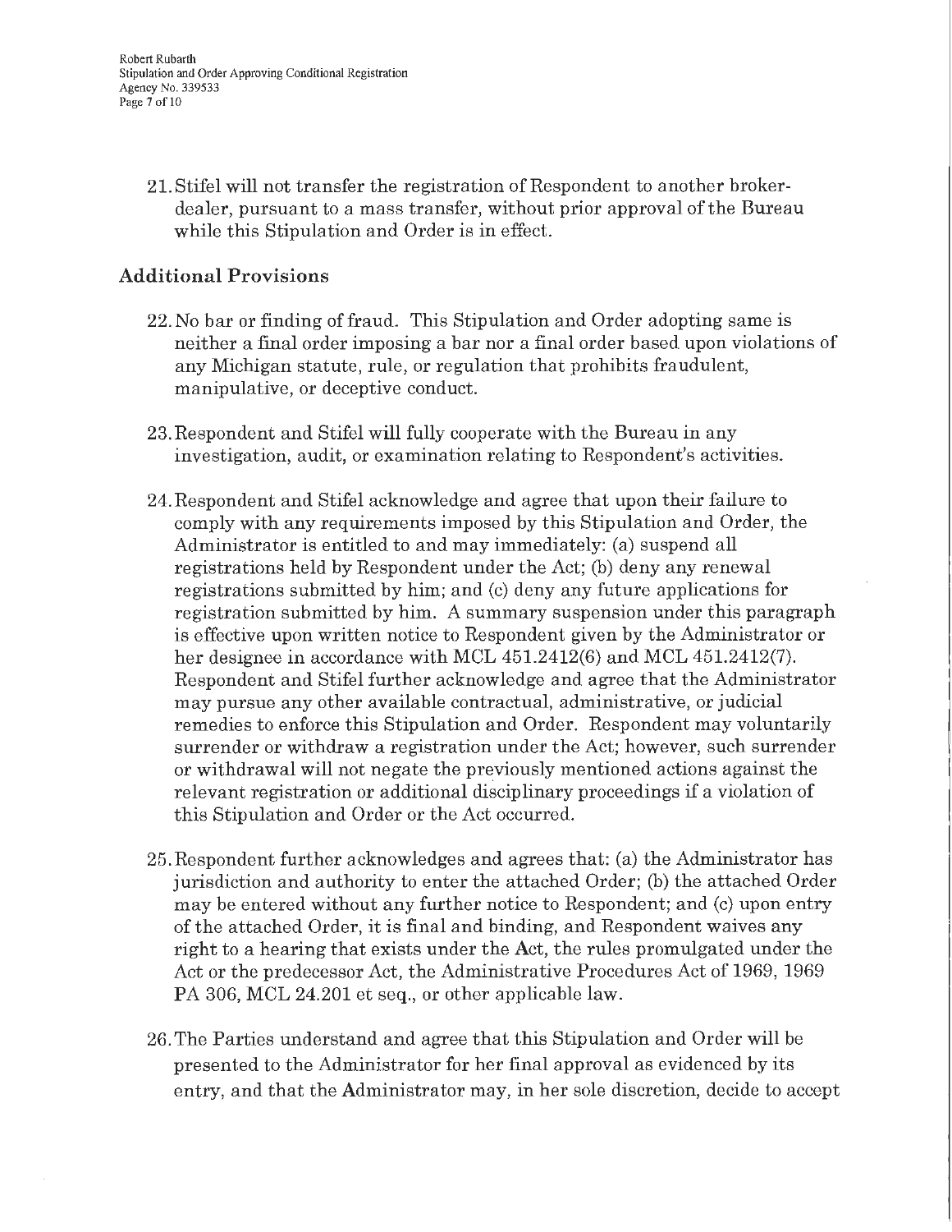21. Stifel will not transfer the registration of Respondent to another broker-dealer, pursuant to a mass transfer, without prior approval of the Bureau while this Stipulation and Order is in effect.

## Additional Provisions

22. No bar or finding of fraud. This Stipulation and Order adopting same is neither a final order imposing a bar nor a final order based upon violations of any Michigan statute, rule, or regulation that prohibits fraudulent, manipulative, or deceptive conduct.

23. Respondent and Stifel will fully cooperate with the Bureau in any investigation, audit, or examination relating to Respondent's activities.

24. Respondent and Stifel acknowledge and agree that upon their failure to comply with any requirements imposed by this Stipulation and Order, the Administrator is entitled to and may immediately: (a) suspend all registrations held by Respondent under the Act; (b) deny any renewal registrations submitted by him; and (c) deny any future applications for registration submitted by him. A summary suspension under this paragraph is effective upon written notice to Respondent given by the Administrator or her designee in accordance with MCL 451.2412(6) and MCL 451.2412(7). Respondent and Stifel further acknowledge and agree that the Administrator may pursue any other available contractual, administrative, or judicial remedies to enforce this Stipulation and Order. Respondent may voluntarily surrender or withdraw a registration under the Act; however, such surrender or withdrawal will not negate the previously mentioned actions against the relevant registration or additional disciplinary proceedings if a violation of this Stipulation and Order or the Act occurred.

25. Respondent further acknowledges and agrees that: (a) the Administrator has jurisdiction and authority to enter the attached Order; (b) the attached Order may be entered without any further notice to Respondent; and (c) upon entry of the attached Order, it is final and binding, and Respondent waives any right to a hearing that exists under the Act, the rules promulgated under the Act or the predecessor Act, the Administrative Procedures Act of 1969, 1969 PA 306, MCL 24.201 et seq., or other applicable law.

26. The Parties understand and agree that this Stipulation and Order will be presented to the Administrator for her final approval as evidenced by its entry, and that the Administrator may, in her sole discretion, decide to accept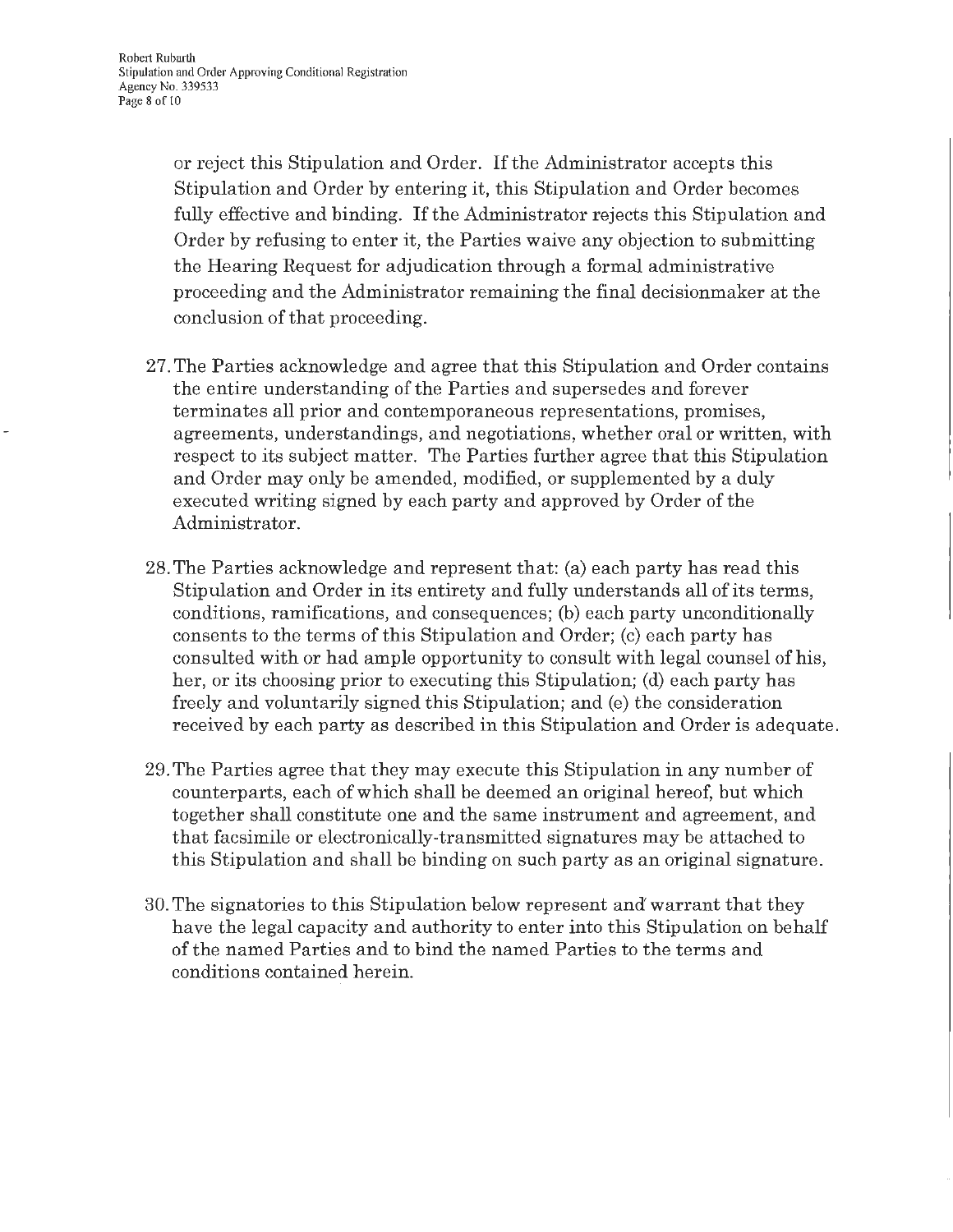or reject this Stipulation and Order. If the Administrator accepts this Stipulation and Order by entering it, this Stipulation and Order becomes fully effective and binding. If the Administrator rejects this Stipulation and Order by refusing to enter it, the Parties waive any objection to submitting the Hearing Request for adjudication through a formal administrative proceeding and the Administrator remaining the final decisionmaker at the conclusion of that proceeding.

27. The Parties acknowledge and agree that this Stipulation and Order contains the entire understanding of the Parties and supersedes and forever terminates all prior and contemporaneous representations, promises, agreements, understandings, and negotiations, whether oral or written, with respect to its subject matter. The Parties further agree that this Stipulation and Order may only be amended, modified, or supplemented by a duly executed writing signed by each party and approved by Order of the Administrator.

28. The Parties acknowledge and represent that: (a) each party has read this Stipulation and Order in its entirety and fully understands all of its terms, conditions, ramifications, and consequences; (b) each party unconditionally consents to the terms of this Stipulation and Order; (c) each party has consulted with or had ample opportunity to consult with legal counsel of his, her, or its choosing prior to executing this Stipulation; (d) each party has freely and voluntarily signed this Stipulation; and (e) the consideration received by each party as described in this Stipulation and Order is adequate.

29. The Parties agree that they may execute this Stipulation in any number of counterparts, each of which shall be deemed an original hereof, but which together shall constitute one and the same instrument and agreement, and that facsimile or electronically-transmitted signatures may be attached to this Stipulation and shall be binding on such party as an original signature.

30. The signatories to this Stipulation below represent and warrant that they have the legal capacity and authority to enter into this Stipulation on behalf of the named Parties and to bind the named Parties to the terms and conditions contained herein.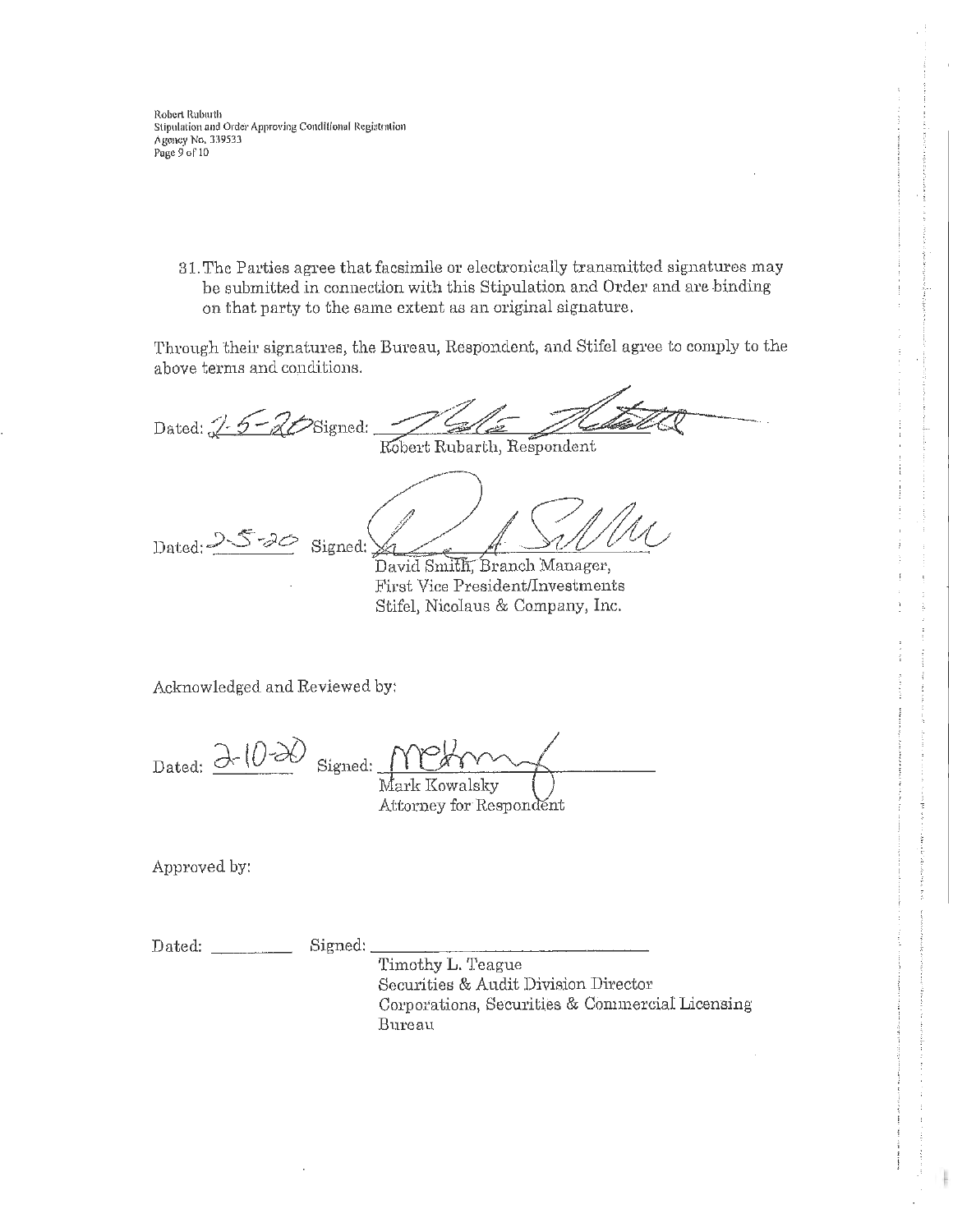31. The Parties agree that facsimile or electronically transmitted signatures may be submitted in connection with this Stipulation and Order and are binding on that party to the same extent as an original signature.

Through their signatures, the Bureau, Respondent, and Stifel agree to comply to the above terms and conditions.

Dated: 2-5-20 Signed: ____________________
Robert Rubarth, Respondent

Dated: 2-5-20 Signed: ____________________
David Smith, Branch Manager,
First Vice President/Investments
Stifel, Nicolaus & Company, Inc.

Acknowledged and Reviewed by:

Dated: 2-10-20 Signed: ____________________
Mark Kowalsky
Attorney for Respondent

Approved by:

Dated: __________ Signed: ____________________
Timothy L. Teague
Securities & Audit Division Director
Corporations, Securities & Commercial Licensing Bureau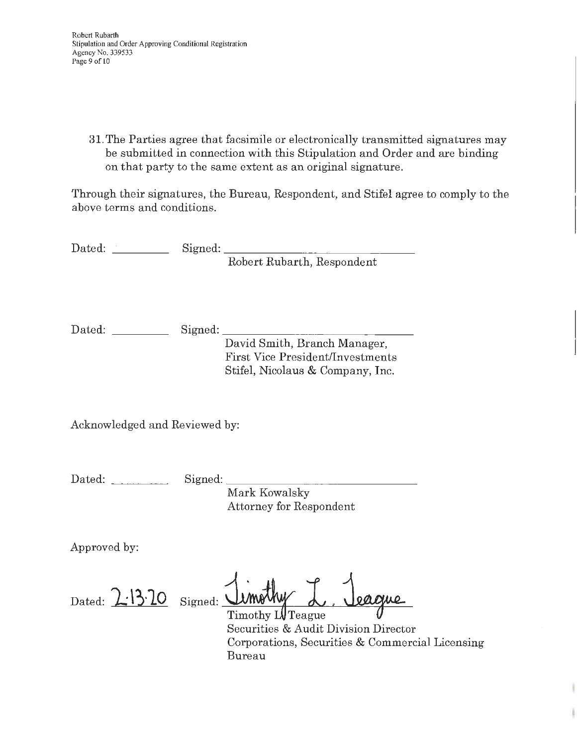31. The Parties agree that facsimile or electronically transmitted signatures may be submitted in connection with this Stipulation and Order and are binding on that party to the same extent as an original signature.

Through their signatures, the Bureau, Respondent, and Stifel agree to comply to the above terms and conditions.

Dated: \_\_\_\_\_\_\_\_\_ Signed: \_\_\_\_\_\_\_\_\_\_\_\_\_\_\_\_\_\_\_\_\_\_\_\_\_\_\_\_\_\_
Robert Rubarth, Respondent

Dated: \_\_\_\_\_\_\_\_\_ Signed: \_\_\_\_\_\_\_\_\_\_\_\_\_\_\_\_\_\_\_\_\_\_\_\_\_\_\_\_\_\_
David Smith, Branch Manager,
First Vice President/Investments
Stifel, Nicolaus & Company, Inc.

Acknowledged and Reviewed by:

Dated: \_\_\_\_\_\_\_\_\_ Signed: \_\_\_\_\_\_\_\_\_\_\_\_\_\_\_\_\_\_\_\_\_\_\_\_\_\_\_\_\_\_
Mark Kowalsky
Attorney for Respondent

Approved by:

Dated: 2.13.20 Signed: Timothy L. Teague
Timothy L. Teague
Securities & Audit Division Director
Corporations, Securities & Commercial Licensing Bureau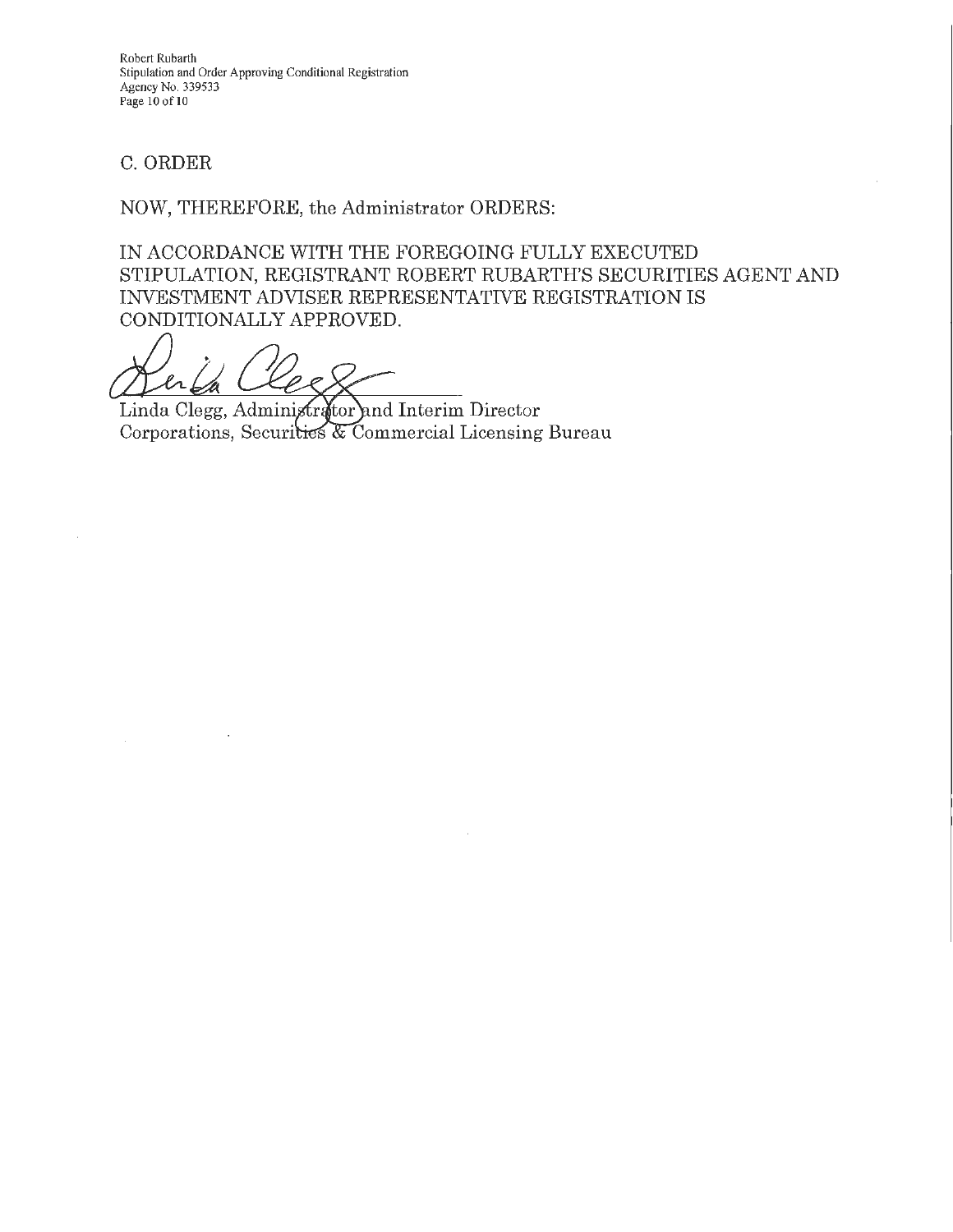## C. ORDER

NOW, THEREFORE, the Administrator ORDERS:

IN ACCORDANCE WITH THE FOREGOING FULLY EXECUTED STIPULATION, REGISTRANT ROBERT RUBARTH'S SECURITIES AGENT AND INVESTMENT ADVISER REPRESENTATIVE REGISTRATION IS CONDITIONALLY APPROVED.

Linda Clegg, Administrator and Interim Director
Corporations, Securities & Commercial Licensing Bureau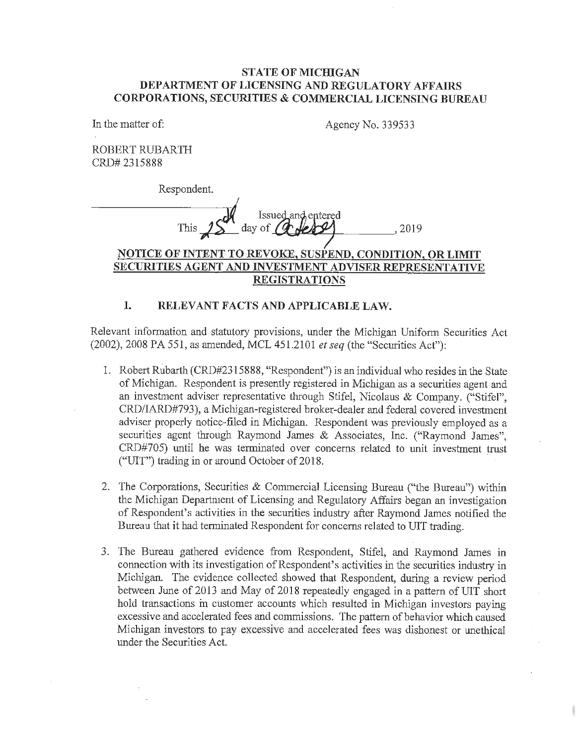**STATE OF MICHIGAN**
**DEPARTMENT OF LICENSING AND REGULATORY AFFAIRS**
**CORPORATIONS, SECURITIES & COMMERCIAL LICENSING BUREAU**

In the matter of:

Agency No. 339533

ROBERT RUBARTH
CRD# 2315888

Respondent.

/

Issued and entered
This 25th day of October, 2019

## NOTICE OF INTENT TO REVOKE, SUSPEND, CONDITION, OR LIMIT SECURITIES AGENT AND INVESTMENT ADVISER REPRESENTATIVE REGISTRATIONS

### I. RELEVANT FACTS AND APPLICABLE LAW.

Relevant information and statutory provisions, under the Michigan Uniform Securities Act (2002), 2008 PA 551, as amended, MCL 451.2101 *et seq* (the "Securities Act"):

1. Robert Rubarth (CRD#2315888, "Respondent") is an individual who resides in the State of Michigan. Respondent is presently registered in Michigan as a securities agent and an investment adviser representative through Stifel, Nicolaus & Company. ("Stifel", CRD/IARD#793), a Michigan-registered broker-dealer and federal covered investment adviser properly notice-filed in Michigan. Respondent was previously employed as a securities agent through Raymond James & Associates, Inc. ("Raymond James", CRD#705) until he was terminated over concerns related to unit investment trust ("UIT") trading in or around October of 2018.

2. The Corporations, Securities & Commercial Licensing Bureau ("the Bureau") within the Michigan Department of Licensing and Regulatory Affairs began an investigation of Respondent's activities in the securities industry after Raymond James notified the Bureau that it had terminated Respondent for concerns related to UIT trading.

3. The Bureau gathered evidence from Respondent, Stifel, and Raymond James in connection with its investigation of Respondent's activities in the securities industry in Michigan. The evidence collected showed that Respondent, during a review period between June of 2013 and May of 2018 repeatedly engaged in a pattern of UIT short hold transactions in customer accounts which resulted in Michigan investors paying excessive and accelerated fees and commissions. The pattern of behavior which caused Michigan investors to pay excessive and accelerated fees was dishonest or unethical under the Securities Act.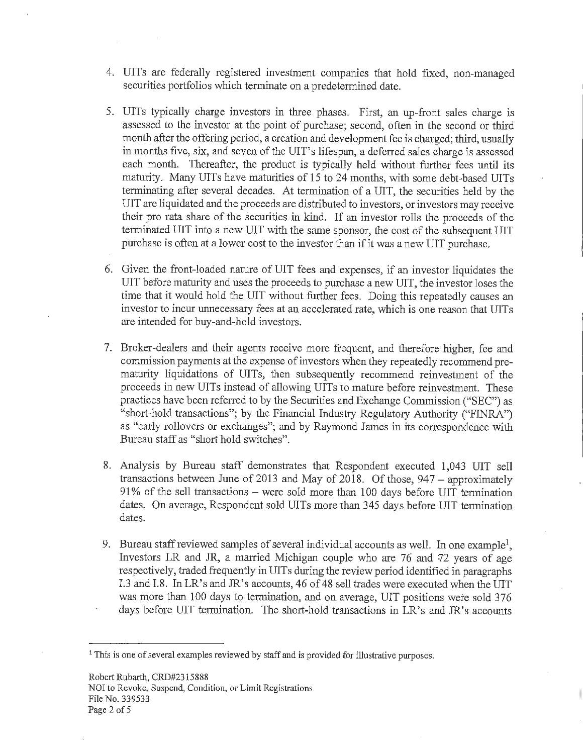4. UITs are federally registered investment companies that hold fixed, non-managed securities portfolios which terminate on a predetermined date.

5. UITs typically charge investors in three phases. First, an up-front sales charge is assessed to the investor at the point of purchase; second, often in the second or third month after the offering period, a creation and development fee is charged; third, usually in months five, six, and seven of the UIT's lifespan, a deferred sales charge is assessed each month. Thereafter, the product is typically held without further fees until its maturity. Many UITs have maturities of 15 to 24 months, with some debt-based UITs terminating after several decades. At termination of a UIT, the securities held by the UIT are liquidated and the proceeds are distributed to investors, or investors may receive their pro rata share of the securities in kind. If an investor rolls the proceeds of the terminated UIT into a new UIT with the same sponsor, the cost of the subsequent UIT purchase is often at a lower cost to the investor than if it was a new UIT purchase.

6. Given the front-loaded nature of UIT fees and expenses, if an investor liquidates the UIT before maturity and uses the proceeds to purchase a new UIT, the investor loses the time that it would hold the UIT without further fees. Doing this repeatedly causes an investor to incur unnecessary fees at an accelerated rate, which is one reason that UITs are intended for buy-and-hold investors.

7. Broker-dealers and their agents receive more frequent, and therefore higher, fee and commission payments at the expense of investors when they repeatedly recommend pre-maturity liquidations of UITs, then subsequently recommend reinvestment of the proceeds in new UITs instead of allowing UITs to mature before reinvestment. These practices have been referred to by the Securities and Exchange Commission ("SEC") as "short-hold transactions"; by the Financial Industry Regulatory Authority ("FINRA") as "early rollovers or exchanges"; and by Raymond James in its correspondence with Bureau staff as "short hold switches".

8. Analysis by Bureau staff demonstrates that Respondent executed 1,043 UIT sell transactions between June of 2013 and May of 2018. Of those, 947 – approximately 91% of the sell transactions – were sold more than 100 days before UIT termination dates. On average, Respondent sold UITs more than 345 days before UIT termination dates.

9. Bureau staff reviewed samples of several individual accounts as well. In one example[1], Investors LR and JR, a married Michigan couple who are 76 and 72 years of age respectively, traded frequently in UITs during the review period identified in paragraphs I.3 and I.8. In LR's and JR's accounts, 46 of 48 sell trades were executed when the UIT was more than 100 days to termination, and on average, UIT positions were sold 376 days before UIT termination. The short-hold transactions in LR's and JR's accounts

[1] This is one of several examples reviewed by staff and is provided for illustrative purposes.

Robert Rubarth, CRD#2315888
NOI to Revoke, Suspend, Condition, or Limit Registrations
File No. 339533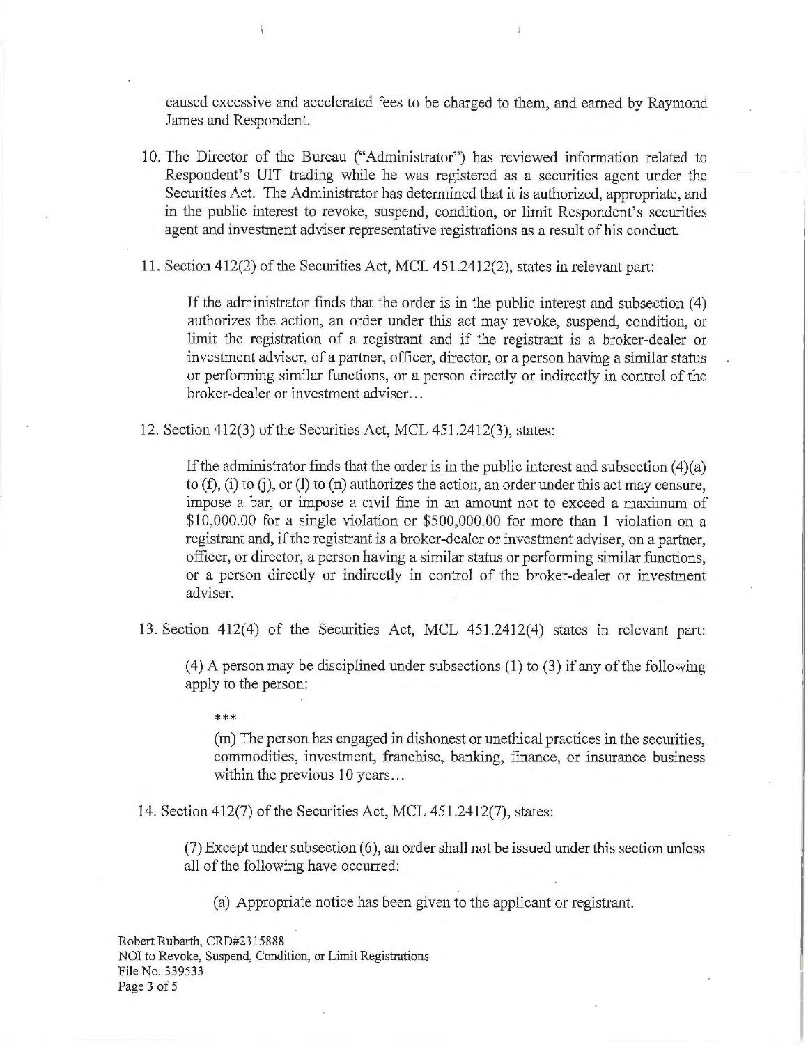caused excessive and accelerated fees to be charged to them, and earned by Raymond James and Respondent.

10. The Director of the Bureau ("Administrator") has reviewed information related to Respondent's UIT trading while he was registered as a securities agent under the Securities Act. The Administrator has determined that it is authorized, appropriate, and in the public interest to revoke, suspend, condition, or limit Respondent's securities agent and investment adviser representative registrations as a result of his conduct.

11. Section 412(2) of the Securities Act, MCL 451.2412(2), states in relevant part:

    If the administrator finds that the order is in the public interest and subsection (4) authorizes the action, an order under this act may revoke, suspend, condition, or limit the registration of a registrant and if the registrant is a broker-dealer or investment adviser, of a partner, officer, director, or a person having a similar status or performing similar functions, or a person directly or indirectly in control of the broker-dealer or investment adviser...

12. Section 412(3) of the Securities Act, MCL 451.2412(3), states:

    If the administrator finds that the order is in the public interest and subsection (4)(a) to (f), (i) to (j), or (l) to (n) authorizes the action, an order under this act may censure, impose a bar, or impose a civil fine in an amount not to exceed a maximum of $10,000.00 for a single violation or $500,000.00 for more than 1 violation on a registrant and, if the registrant is a broker-dealer or investment adviser, on a partner, officer, or director, a person having a similar status or performing similar functions, or a person directly or indirectly in control of the broker-dealer or investment adviser.

13. Section 412(4) of the Securities Act, MCL 451.2412(4) states in relevant part:

    (4) A person may be disciplined under subsections (1) to (3) if any of the following apply to the person:

    ***

    (m) The person has engaged in dishonest or unethical practices in the securities, commodities, investment, franchise, banking, finance, or insurance business within the previous 10 years...

14. Section 412(7) of the Securities Act, MCL 451.2412(7), states:

    (7) Except under subsection (6), an order shall not be issued under this section unless all of the following have occurred:

    (a) Appropriate notice has been given to the applicant or registrant.

Robert Rubarth, CRD#2315888
NOI to Revoke, Suspend, Condition, or Limit Registrations
File No. 339533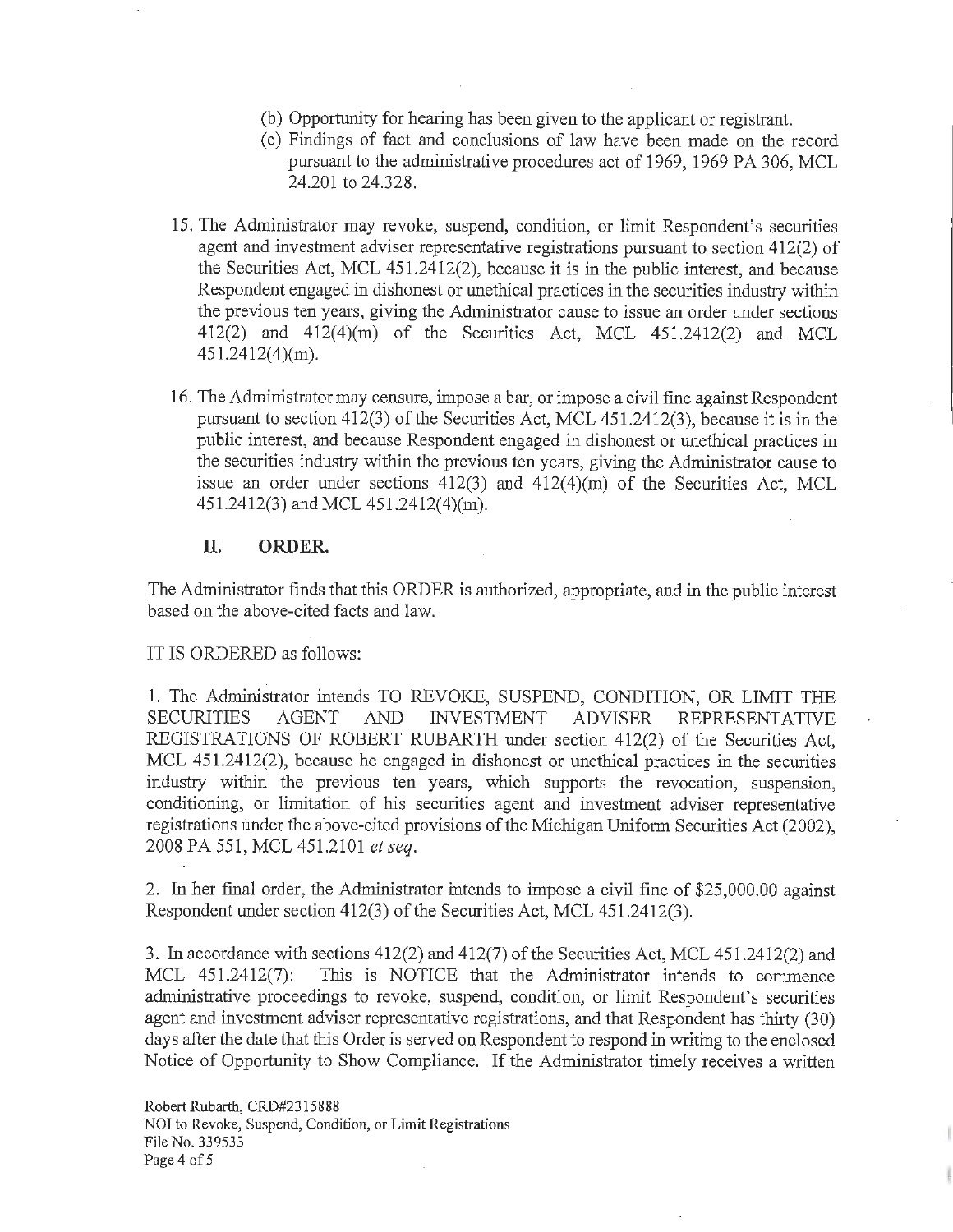(b) Opportunity for hearing has been given to the applicant or registrant.

(c) Findings of fact and conclusions of law have been made on the record pursuant to the administrative procedures act of 1969, 1969 PA 306, MCL 24.201 to 24.328.

15. The Administrator may revoke, suspend, condition, or limit Respondent's securities agent and investment adviser representative registrations pursuant to section 412(2) of the Securities Act, MCL 451.2412(2), because it is in the public interest, and because Respondent engaged in dishonest or unethical practices in the securities industry within the previous ten years, giving the Administrator cause to issue an order under sections 412(2) and 412(4)(m) of the Securities Act, MCL 451.2412(2) and MCL 451.2412(4)(m).

16. The Administrator may censure, impose a bar, or impose a civil fine against Respondent pursuant to section 412(3) of the Securities Act, MCL 451.2412(3), because it is in the public interest, and because Respondent engaged in dishonest or unethical practices in the securities industry within the previous ten years, giving the Administrator cause to issue an order under sections 412(3) and 412(4)(m) of the Securities Act, MCL 451.2412(3) and MCL 451.2412(4)(m).

## II. ORDER.

The Administrator finds that this ORDER is authorized, appropriate, and in the public interest based on the above-cited facts and law.

IT IS ORDERED as follows:

1. The Administrator intends TO REVOKE, SUSPEND, CONDITION, OR LIMIT THE SECURITIES AGENT AND INVESTMENT ADVISER REPRESENTATIVE REGISTRATIONS OF ROBERT RUBARTH under section 412(2) of the Securities Act, MCL 451.2412(2), because he engaged in dishonest or unethical practices in the securities industry within the previous ten years, which supports the revocation, suspension, conditioning, or limitation of his securities agent and investment adviser representative registrations under the above-cited provisions of the Michigan Uniform Securities Act (2002), 2008 PA 551, MCL 451.2101 *et seq*.

2. In her final order, the Administrator intends to impose a civil fine of $25,000.00 against Respondent under section 412(3) of the Securities Act, MCL 451.2412(3).

3. In accordance with sections 412(2) and 412(7) of the Securities Act, MCL 451.2412(2) and MCL 451.2412(7): This is NOTICE that the Administrator intends to commence administrative proceedings to revoke, suspend, condition, or limit Respondent's securities agent and investment adviser representative registrations, and that Respondent has thirty (30) days after the date that this Order is served on Respondent to respond in writing to the enclosed Notice of Opportunity to Show Compliance. If the Administrator timely receives a written

Robert Rubarth, CRD#2315888
NOI to Revoke, Suspend, Condition, or Limit Registrations
File No. 339533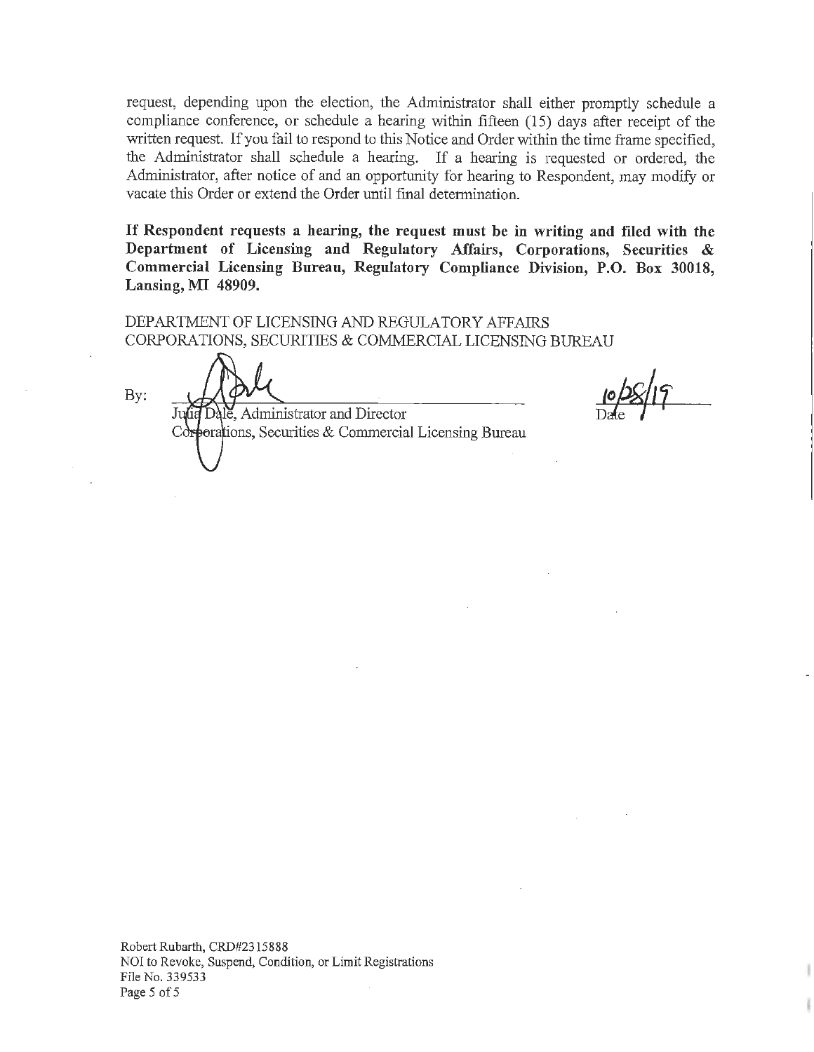request, depending upon the election, the Administrator shall either promptly schedule a compliance conference, or schedule a hearing within fifteen (15) days after receipt of the written request. If you fail to respond to this Notice and Order within the time frame specified, the Administrator shall schedule a hearing. If a hearing is requested or ordered, the Administrator, after notice of and an opportunity for hearing to Respondent, may modify or vacate this Order or extend the Order until final determination.

**If Respondent requests a hearing, the request must be in writing and filed with the Department of Licensing and Regulatory Affairs, Corporations, Securities & Commercial Licensing Bureau, Regulatory Compliance Division, P.O. Box 30018, Lansing, MI 48909.**

DEPARTMENT OF LICENSING AND REGULATORY AFFAIRS
CORPORATIONS, SECURITIES & COMMERCIAL LICENSING BUREAU

By: ______________________________
Julia Dale, Administrator and Director
Corporations, Securities & Commercial Licensing Bureau

10/28/19
Date

Robert Rubarth, CRD#2315888
NOI to Revoke, Suspend, Condition, or Limit Registrations
File No. 339533